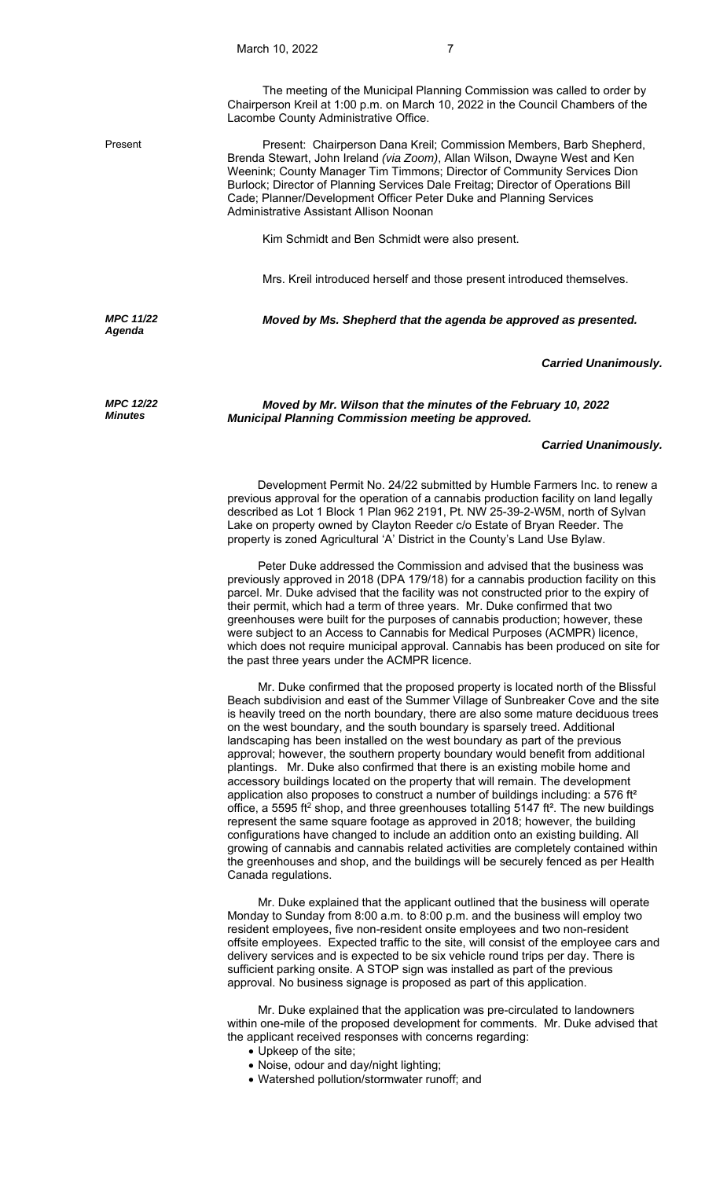The meeting of the Municipal Planning Commission was called to order by Chairperson Kreil at 1:00 p.m. on March 10, 2022 in the Council Chambers of the Lacombe County Administrative Office.

Present

Present: Chairperson Dana Kreil; Commission Members, Barb Shepherd, Brenda Stewart, John Ireland *(via Zoom)*, Allan Wilson, Dwayne West and Ken Weenink; County Manager Tim Timmons; Director of Community Services Dion Burlock; Director of Planning Services Dale Freitag; Director of Operations Bill Cade; Planner/Development Officer Peter Duke and Planning Services Administrative Assistant Allison Noonan

Kim Schmidt and Ben Schmidt were also present.

Mrs. Kreil introduced herself and those present introduced themselves.

***MPC 11/22 Agenda***

***Moved by Ms. Shepherd that the agenda be approved as presented.***

***Carried Unanimously.***

***MPC 12/22 Minutes***

***Moved by Mr. Wilson that the minutes of the February 10, 2022 Municipal Planning Commission meeting be approved.***

***Carried Unanimously.***

Development Permit No. 24/22 submitted by Humble Farmers Inc. to renew a previous approval for the operation of a cannabis production facility on land legally described as Lot 1 Block 1 Plan 962 2191, Pt. NW 25-39-2-W5M, north of Sylvan Lake on property owned by Clayton Reeder c/o Estate of Bryan Reeder. The property is zoned Agricultural 'A' District in the County's Land Use Bylaw.

Peter Duke addressed the Commission and advised that the business was previously approved in 2018 (DPA 179/18) for a cannabis production facility on this parcel. Mr. Duke advised that the facility was not constructed prior to the expiry of their permit, which had a term of three years. Mr. Duke confirmed that two greenhouses were built for the purposes of cannabis production; however, these were subject to an Access to Cannabis for Medical Purposes (ACMPR) licence, which does not require municipal approval. Cannabis has been produced on site for the past three years under the ACMPR licence.

Mr. Duke confirmed that the proposed property is located north of the Blissful Beach subdivision and east of the Summer Village of Sunbreaker Cove and the site is heavily treed on the north boundary, there are also some mature deciduous trees on the west boundary, and the south boundary is sparsely treed. Additional landscaping has been installed on the west boundary as part of the previous approval; however, the southern property boundary would benefit from additional plantings. Mr. Duke also confirmed that there is an existing mobile home and accessory buildings located on the property that will remain. The development application also proposes to construct a number of buildings including: a 576 ft² office, a 5595 ft² shop, and three greenhouses totalling 5147 ft². The new buildings represent the same square footage as approved in 2018; however, the building configurations have changed to include an addition onto an existing building. All growing of cannabis and cannabis related activities are completely contained within the greenhouses and shop, and the buildings will be securely fenced as per Health Canada regulations.

Mr. Duke explained that the applicant outlined that the business will operate Monday to Sunday from 8:00 a.m. to 8:00 p.m. and the business will employ two resident employees, five non-resident onsite employees and two non-resident offsite employees. Expected traffic to the site, will consist of the employee cars and delivery services and is expected to be six vehicle round trips per day. There is sufficient parking onsite. A STOP sign was installed as part of the previous approval. No business signage is proposed as part of this application.

Mr. Duke explained that the application was pre-circulated to landowners within one-mile of the proposed development for comments. Mr. Duke advised that the applicant received responses with concerns regarding:

- Upkeep of the site;
- Noise, odour and day/night lighting;
- Watershed pollution/stormwater runoff; and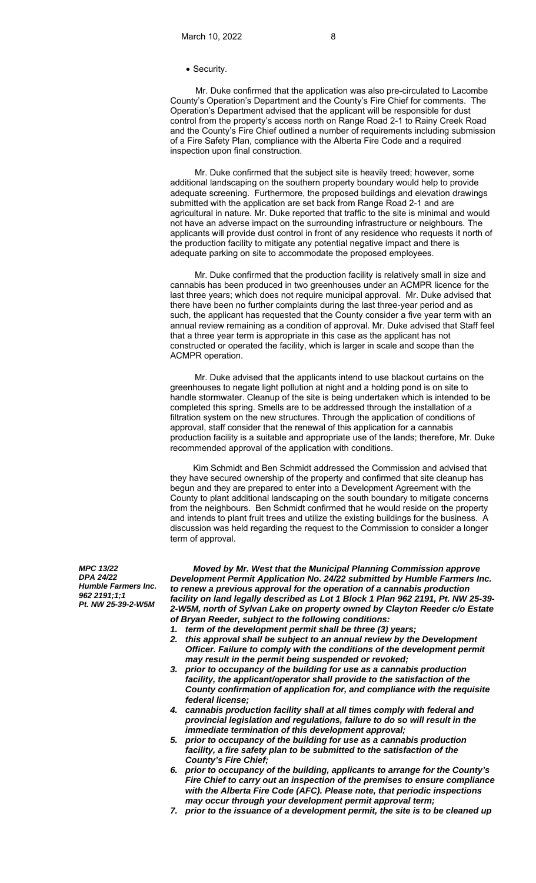- Security.

Mr. Duke confirmed that the application was also pre-circulated to Lacombe County's Operation's Department and the County's Fire Chief for comments. The Operation's Department advised that the applicant will be responsible for dust control from the property's access north on Range Road 2-1 to Rainy Creek Road and the County's Fire Chief outlined a number of requirements including submission of a Fire Safety Plan, compliance with the Alberta Fire Code and a required inspection upon final construction.

Mr. Duke confirmed that the subject site is heavily treed; however, some additional landscaping on the southern property boundary would help to provide adequate screening. Furthermore, the proposed buildings and elevation drawings submitted with the application are set back from Range Road 2-1 and are agricultural in nature. Mr. Duke reported that traffic to the site is minimal and would not have an adverse impact on the surrounding infrastructure or neighbours. The applicants will provide dust control in front of any residence who requests it north of the production facility to mitigate any potential negative impact and there is adequate parking on site to accommodate the proposed employees.

Mr. Duke confirmed that the production facility is relatively small in size and cannabis has been produced in two greenhouses under an ACMPR licence for the last three years; which does not require municipal approval. Mr. Duke advised that there have been no further complaints during the last three-year period and as such, the applicant has requested that the County consider a five year term with an annual review remaining as a condition of approval. Mr. Duke advised that Staff feel that a three year term is appropriate in this case as the applicant has not constructed or operated the facility, which is larger in scale and scope than the ACMPR operation.

Mr. Duke advised that the applicants intend to use blackout curtains on the greenhouses to negate light pollution at night and a holding pond is on site to handle stormwater. Cleanup of the site is being undertaken which is intended to be completed this spring. Smells are to be addressed through the installation of a filtration system on the new structures. Through the application of conditions of approval, staff consider that the renewal of this application for a cannabis production facility is a suitable and appropriate use of the lands; therefore, Mr. Duke recommended approval of the application with conditions.

Kim Schmidt and Ben Schmidt addressed the Commission and advised that they have secured ownership of the property and confirmed that site cleanup has begun and they are prepared to enter into a Development Agreement with the County to plant additional landscaping on the south boundary to mitigate concerns from the neighbours. Ben Schmidt confirmed that he would reside on the property and intends to plant fruit trees and utilize the existing buildings for the business. A discussion was held regarding the request to the Commission to consider a longer term of approval.

***MPC 13/22***
***DPA 24/22***
***Humble Farmers Inc.***
***962 2191;1;1***
***Pt. NW 25-39-2-W5M***

***Moved by Mr. West that the Municipal Planning Commission approve Development Permit Application No. 24/22 submitted by Humble Farmers Inc. to renew a previous approval for the operation of a cannabis production facility on land legally described as Lot 1 Block 1 Plan 962 2191, Pt. NW 25-39-2-W5M, north of Sylvan Lake on property owned by Clayton Reeder c/o Estate of Bryan Reeder, subject to the following conditions:***

1. ***term of the development permit shall be three (3) years;***
2. ***this approval shall be subject to an annual review by the Development Officer. Failure to comply with the conditions of the development permit may result in the permit being suspended or revoked;***
3. ***prior to occupancy of the building for use as a cannabis production facility, the applicant/operator shall provide to the satisfaction of the County confirmation of application for, and compliance with the requisite federal license;***
4. ***cannabis production facility shall at all times comply with federal and provincial legislation and regulations, failure to do so will result in the immediate termination of this development approval;***
5. ***prior to occupancy of the building for use as a cannabis production facility, a fire safety plan to be submitted to the satisfaction of the County's Fire Chief;***
6. ***prior to occupancy of the building, applicants to arrange for the County's Fire Chief to carry out an inspection of the premises to ensure compliance with the Alberta Fire Code (AFC). Please note, that periodic inspections may occur through your development permit approval term;***
7. ***prior to the issuance of a development permit, the site is to be cleaned up***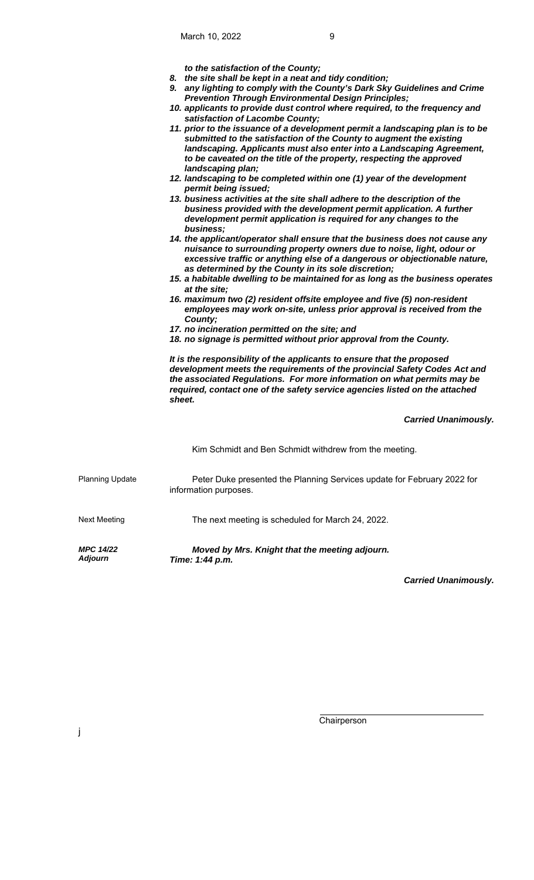*to the satisfaction of the County;*

8. ***the site shall be kept in a neat and tidy condition;***
9. ***any lighting to comply with the County's Dark Sky Guidelines and Crime Prevention Through Environmental Design Principles;***
10. ***applicants to provide dust control where required, to the frequency and satisfaction of Lacombe County;***
11. ***prior to the issuance of a development permit a landscaping plan is to be submitted to the satisfaction of the County to augment the existing landscaping. Applicants must also enter into a Landscaping Agreement, to be caveated on the title of the property, respecting the approved landscaping plan;***
12. ***landscaping to be completed within one (1) year of the development permit being issued;***
13. ***business activities at the site shall adhere to the description of the business provided with the development permit application. A further development permit application is required for any changes to the business;***
14. ***the applicant/operator shall ensure that the business does not cause any nuisance to surrounding property owners due to noise, light, odour or excessive traffic or anything else of a dangerous or objectionable nature, as determined by the County in its sole discretion;***
15. ***a habitable dwelling to be maintained for as long as the business operates at the site;***
16. ***maximum two (2) resident offsite employee and five (5) non-resident employees may work on-site, unless prior approval is received from the County;***
17. ***no incineration permitted on the site; and***
18. ***no signage is permitted without prior approval from the County.***

***It is the responsibility of the applicants to ensure that the proposed development meets the requirements of the provincial Safety Codes Act and the associated Regulations. For more information on what permits may be required, contact one of the safety service agencies listed on the attached sheet.***

***Carried Unanimously.***

Kim Schmidt and Ben Schmidt withdrew from the meeting.

Planning Update

Peter Duke presented the Planning Services update for February 2022 for information purposes.

Next Meeting

The next meeting is scheduled for March 24, 2022.

***MPC 14/22 Adjourn***

***Moved by Mrs. Knight that the meeting adjourn.***
***Time: 1:44 p.m.***

***Carried Unanimously.***

Chairperson

j